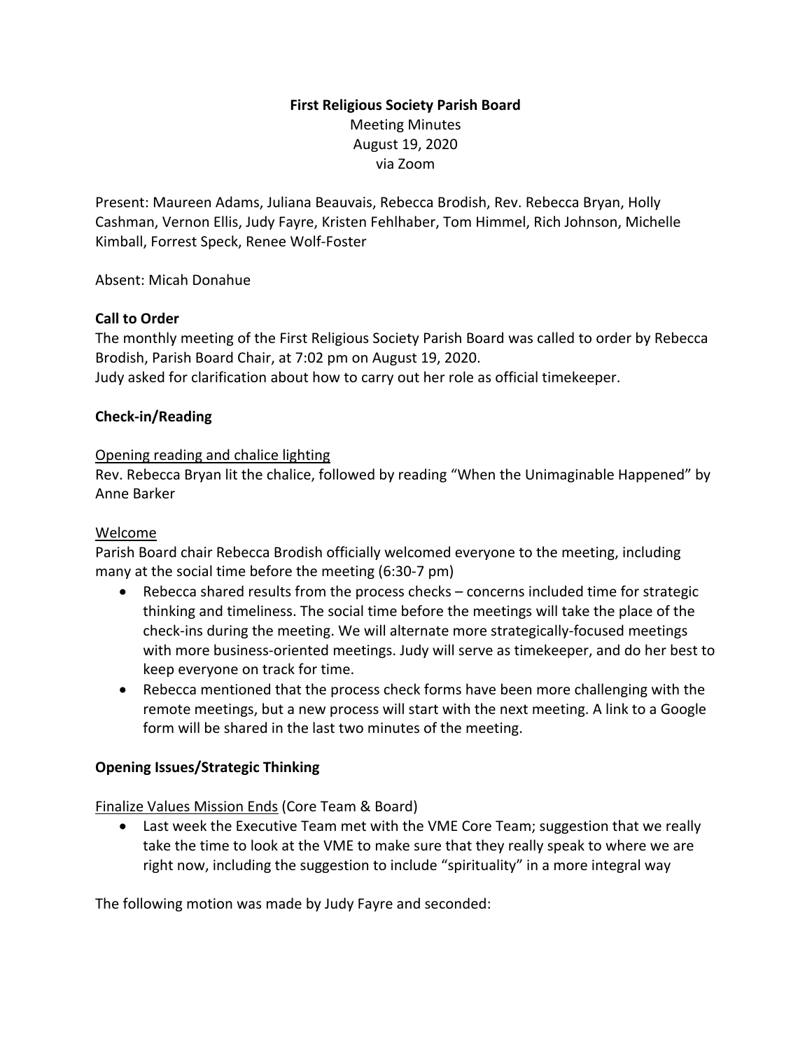**First Religious Society Parish Board**

Meeting Minutes
August 19, 2020
via Zoom

Present: Maureen Adams, Juliana Beauvais, Rebecca Brodish, Rev. Rebecca Bryan, Holly Cashman, Vernon Ellis, Judy Fayre, Kristen Fehlhaber, Tom Himmel, Rich Johnson, Michelle Kimball, Forrest Speck, Renee Wolf-Foster

Absent: Micah Donahue

**Call to Order**

The monthly meeting of the First Religious Society Parish Board was called to order by Rebecca Brodish, Parish Board Chair, at 7:02 pm on August 19, 2020.
Judy asked for clarification about how to carry out her role as official timekeeper.

**Check-in/Reading**

Opening reading and chalice lighting

Rev. Rebecca Bryan lit the chalice, followed by reading "When the Unimaginable Happened" by Anne Barker

Welcome

Parish Board chair Rebecca Brodish officially welcomed everyone to the meeting, including many at the social time before the meeting (6:30-7 pm)

- Rebecca shared results from the process checks – concerns included time for strategic thinking and timeliness. The social time before the meetings will take the place of the check-ins during the meeting. We will alternate more strategically-focused meetings with more business-oriented meetings. Judy will serve as timekeeper, and do her best to keep everyone on track for time.
- Rebecca mentioned that the process check forms have been more challenging with the remote meetings, but a new process will start with the next meeting. A link to a Google form will be shared in the last two minutes of the meeting.

**Opening Issues/Strategic Thinking**

Finalize Values Mission Ends (Core Team & Board)

- Last week the Executive Team met with the VME Core Team; suggestion that we really take the time to look at the VME to make sure that they really speak to where we are right now, including the suggestion to include "spirituality" in a more integral way

The following motion was made by Judy Fayre and seconded: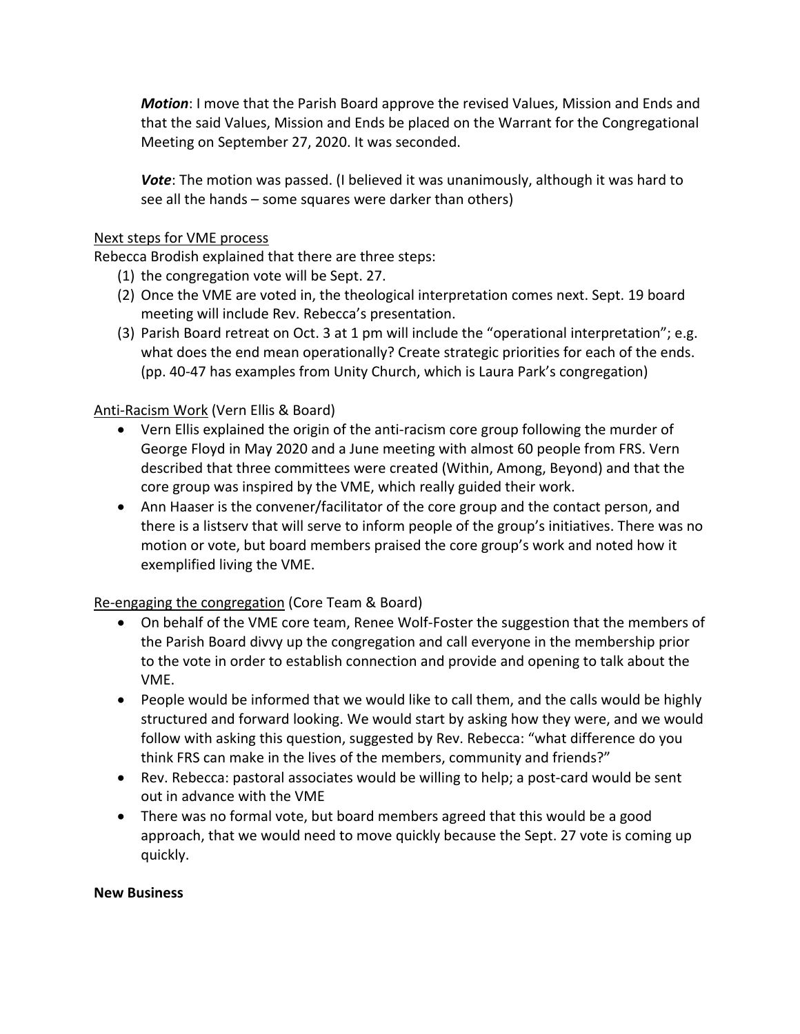***Motion***: I move that the Parish Board approve the revised Values, Mission and Ends and that the said Values, Mission and Ends be placed on the Warrant for the Congregational Meeting on September 27, 2020. It was seconded.

***Vote***: The motion was passed. (I believed it was unanimously, although it was hard to see all the hands – some squares were darker than others)

<u>Next steps for VME process</u>

Rebecca Brodish explained that there are three steps:

(1) the congregation vote will be Sept. 27.
(2) Once the VME are voted in, the theological interpretation comes next. Sept. 19 board meeting will include Rev. Rebecca's presentation.
(3) Parish Board retreat on Oct. 3 at 1 pm will include the "operational interpretation"; e.g. what does the end mean operationally? Create strategic priorities for each of the ends. (pp. 40-47 has examples from Unity Church, which is Laura Park's congregation)

<u>Anti-Racism Work</u> (Vern Ellis & Board)

- Vern Ellis explained the origin of the anti-racism core group following the murder of George Floyd in May 2020 and a June meeting with almost 60 people from FRS. Vern described that three committees were created (Within, Among, Beyond) and that the core group was inspired by the VME, which really guided their work.
- Ann Haaser is the convener/facilitator of the core group and the contact person, and there is a listserv that will serve to inform people of the group's initiatives. There was no motion or vote, but board members praised the core group's work and noted how it exemplified living the VME.

<u>Re-engaging the congregation</u> (Core Team & Board)

- On behalf of the VME core team, Renee Wolf-Foster the suggestion that the members of the Parish Board divvy up the congregation and call everyone in the membership prior to the vote in order to establish connection and provide and opening to talk about the VME.
- People would be informed that we would like to call them, and the calls would be highly structured and forward looking. We would start by asking how they were, and we would follow with asking this question, suggested by Rev. Rebecca: "what difference do you think FRS can make in the lives of the members, community and friends?"
- Rev. Rebecca: pastoral associates would be willing to help; a post-card would be sent out in advance with the VME
- There was no formal vote, but board members agreed that this would be a good approach, that we would need to move quickly because the Sept. 27 vote is coming up quickly.

**New Business**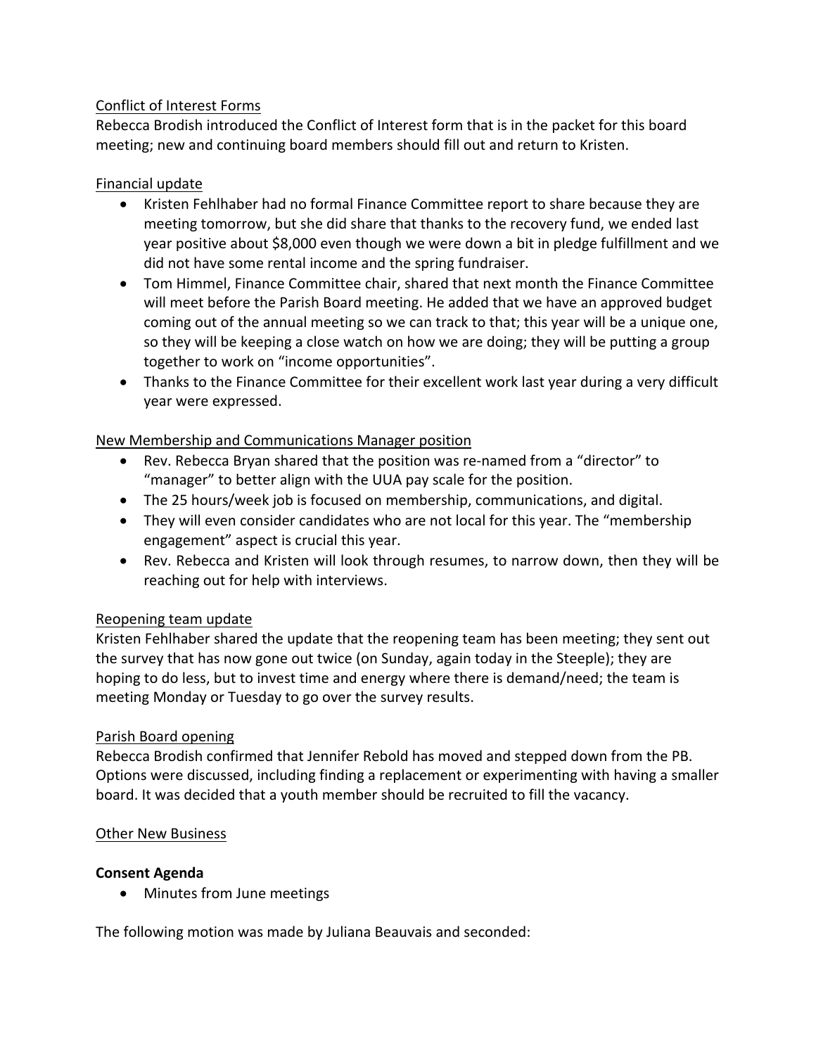Conflict of Interest Forms

Rebecca Brodish introduced the Conflict of Interest form that is in the packet for this board meeting; new and continuing board members should fill out and return to Kristen.

Financial update

- Kristen Fehlhaber had no formal Finance Committee report to share because they are meeting tomorrow, but she did share that thanks to the recovery fund, we ended last year positive about $8,000 even though we were down a bit in pledge fulfillment and we did not have some rental income and the spring fundraiser.
- Tom Himmel, Finance Committee chair, shared that next month the Finance Committee will meet before the Parish Board meeting. He added that we have an approved budget coming out of the annual meeting so we can track to that; this year will be a unique one, so they will be keeping a close watch on how we are doing; they will be putting a group together to work on "income opportunities".
- Thanks to the Finance Committee for their excellent work last year during a very difficult year were expressed.

New Membership and Communications Manager position

- Rev. Rebecca Bryan shared that the position was re-named from a "director" to "manager" to better align with the UUA pay scale for the position.
- The 25 hours/week job is focused on membership, communications, and digital.
- They will even consider candidates who are not local for this year. The "membership engagement" aspect is crucial this year.
- Rev. Rebecca and Kristen will look through resumes, to narrow down, then they will be reaching out for help with interviews.

Reopening team update

Kristen Fehlhaber shared the update that the reopening team has been meeting; they sent out the survey that has now gone out twice (on Sunday, again today in the Steeple); they are hoping to do less, but to invest time and energy where there is demand/need; the team is meeting Monday or Tuesday to go over the survey results.

Parish Board opening

Rebecca Brodish confirmed that Jennifer Rebold has moved and stepped down from the PB. Options were discussed, including finding a replacement or experimenting with having a smaller board. It was decided that a youth member should be recruited to fill the vacancy.

Other New Business

**Consent Agenda**

- Minutes from June meetings

The following motion was made by Juliana Beauvais and seconded: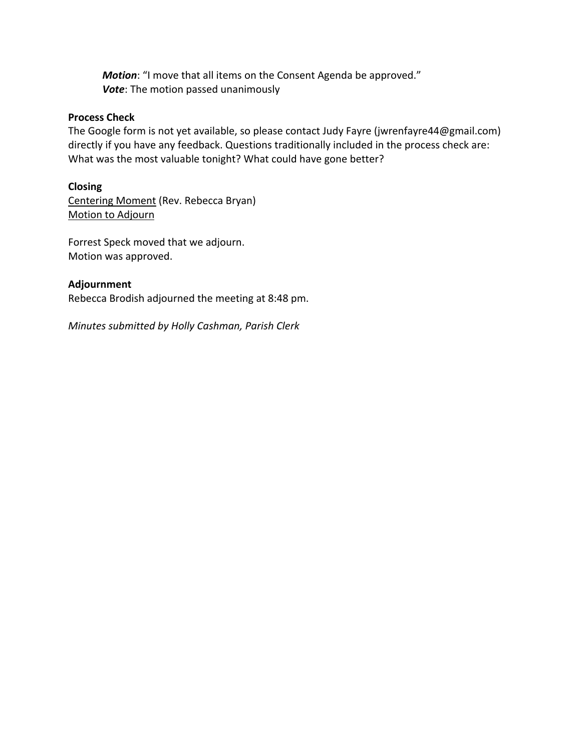***Motion***: “I move that all items on the Consent Agenda be approved.”
***Vote***: The motion passed unanimously

**Process Check**
The Google form is not yet available, so please contact Judy Fayre (jwrenfayre44@gmail.com) directly if you have any feedback. Questions traditionally included in the process check are: What was the most valuable tonight? What could have gone better?

**Closing**
Centering Moment (Rev. Rebecca Bryan)
Motion to Adjourn

Forrest Speck moved that we adjourn.
Motion was approved.

**Adjournment**
Rebecca Brodish adjourned the meeting at 8:48 pm.

*Minutes submitted by Holly Cashman, Parish Clerk*